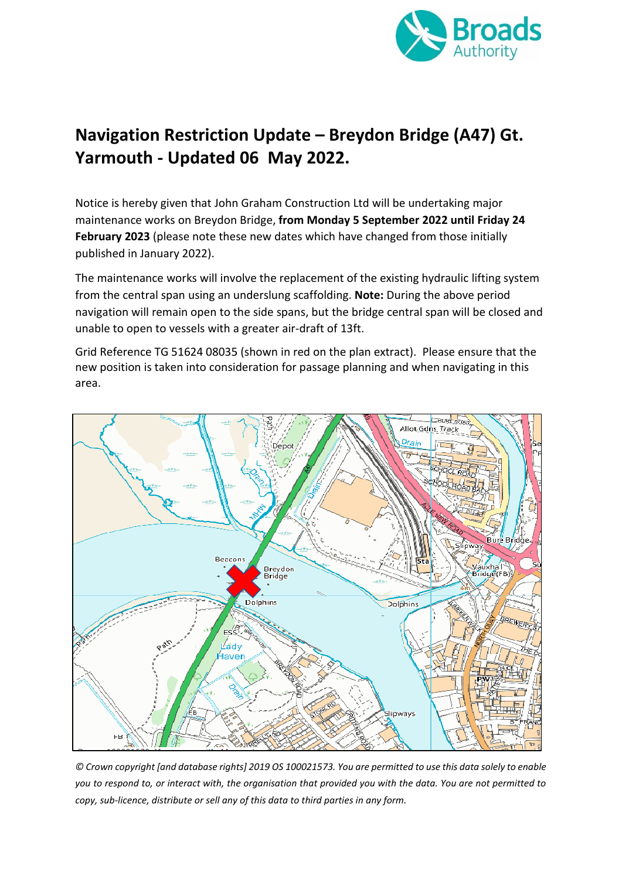# Navigation Restriction Update – Breydon Bridge (A47) Gt. Yarmouth - Updated 06 May 2022.

Notice is hereby given that John Graham Construction Ltd will be undertaking major maintenance works on Breydon Bridge, **from Monday 5 September 2022 until Friday 24 February 2023** (please note these new dates which have changed from those initially published in January 2022).

The maintenance works will involve the replacement of the existing hydraulic lifting system from the central span using an underslung scaffolding. **Note:** During the above period navigation will remain open to the side spans, but the bridge central span will be closed and unable to open to vessels with a greater air-draft of 13ft.

Grid Reference TG 51624 08035 (shown in red on the plan extract). Please ensure that the new position is taken into consideration for passage planning and when navigating in this area.

*© Crown copyright [and database rights] 2019 OS 100021573. You are permitted to use this data solely to enable you to respond to, or interact with, the organisation that provided you with the data. You are not permitted to copy, sub-licence, distribute or sell any of this data to third parties in any form.*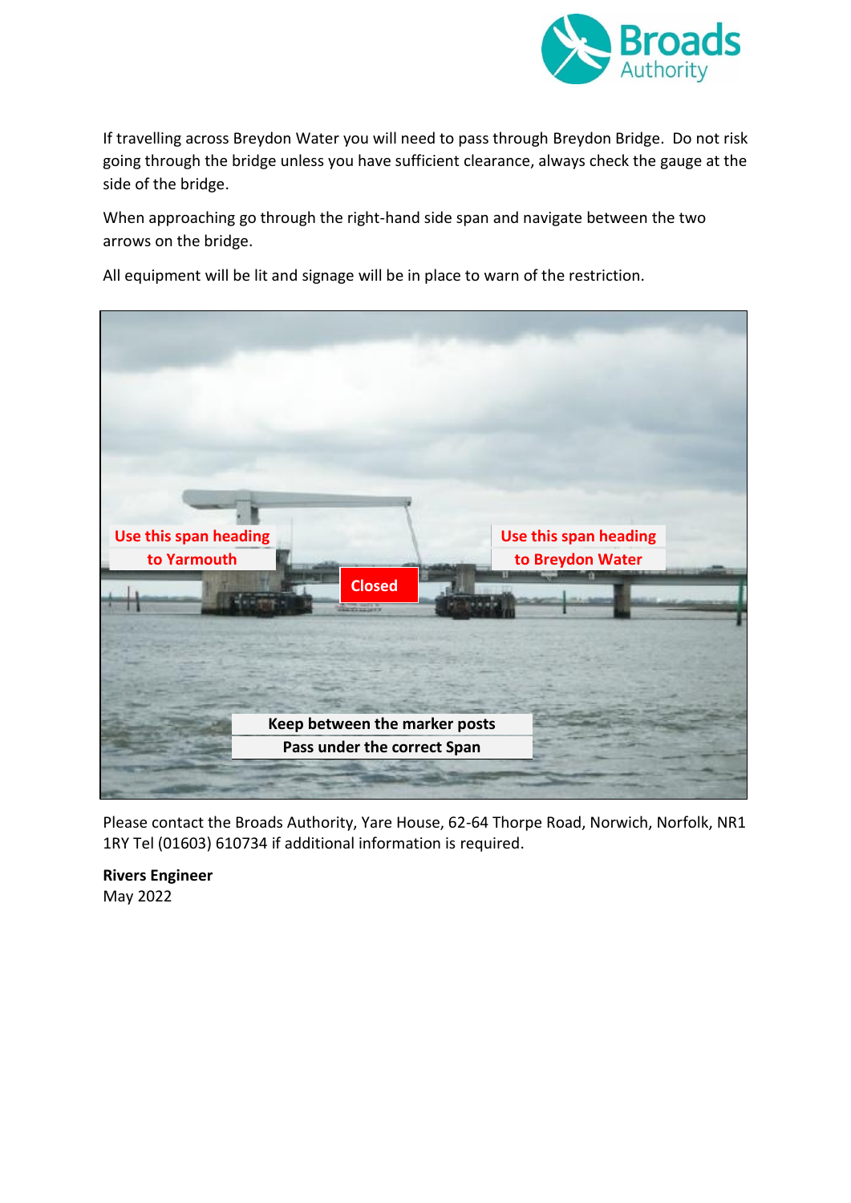If travelling across Breydon Water you will need to pass through Breydon Bridge. Do not risk going through the bridge unless you have sufficient clearance, always check the gauge at the side of the bridge.

When approaching go through the right-hand side span and navigate between the two arrows on the bridge.

All equipment will be lit and signage will be in place to warn of the restriction.

Use this span heading to Yarmouth

Use this span heading to Breydon Water

Closed

Keep between the marker posts
Pass under the correct Span

Please contact the Broads Authority, Yare House, 62-64 Thorpe Road, Norwich, Norfolk, NR1 1RY Tel (01603) 610734 if additional information is required.

**Rivers Engineer**
May 2022